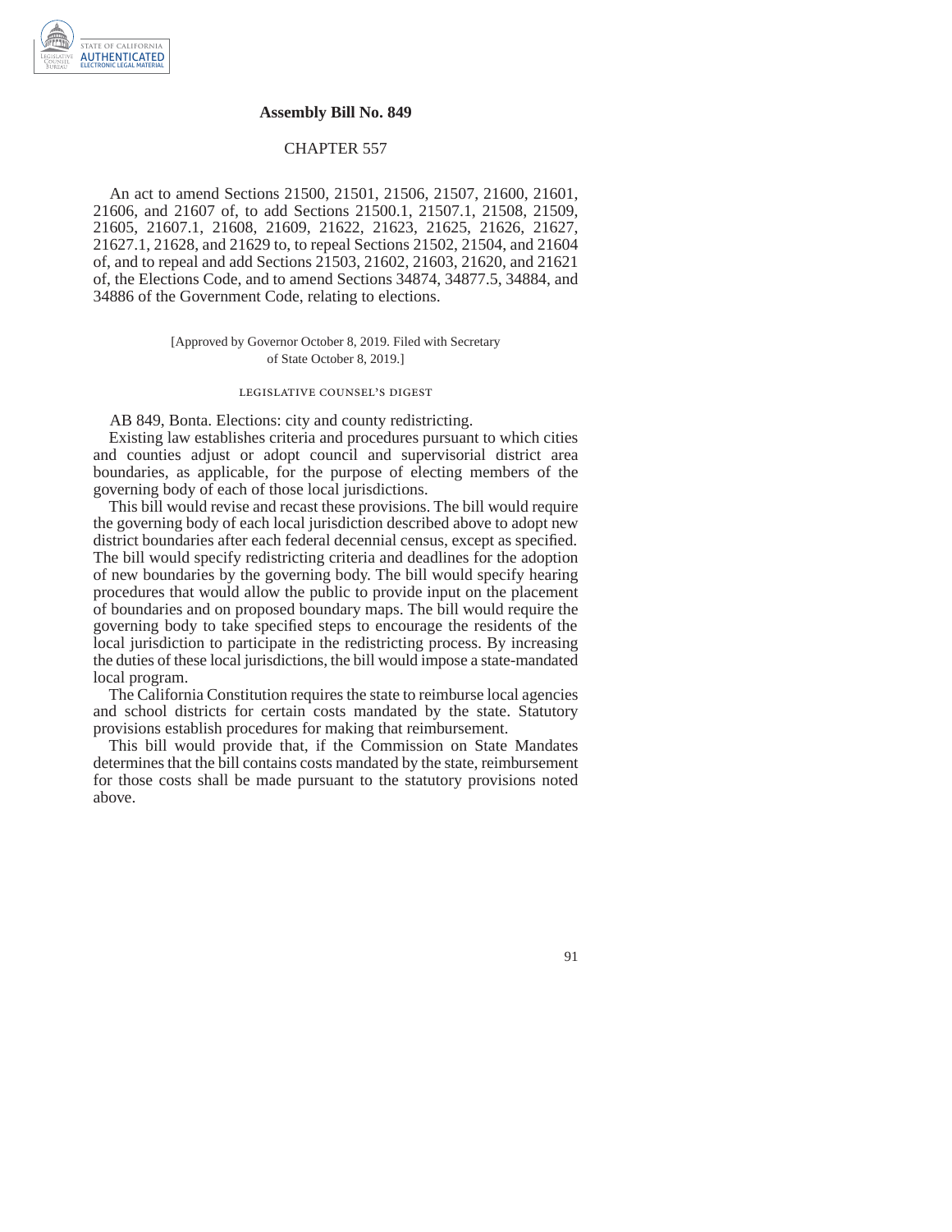## Assembly Bill No. 849

### CHAPTER 557

An act to amend Sections 21500, 21501, 21506, 21507, 21600, 21601, 21606, and 21607 of, to add Sections 21500.1, 21507.1, 21508, 21509, 21605, 21607.1, 21608, 21609, 21622, 21623, 21625, 21626, 21627, 21627.1, 21628, and 21629 to, to repeal Sections 21502, 21504, and 21604 of, and to repeal and add Sections 21503, 21602, 21603, 21620, and 21621 of, the Elections Code, and to amend Sections 34874, 34877.5, 34884, and 34886 of the Government Code, relating to elections.

[Approved by Governor October 8, 2019. Filed with Secretary of State October 8, 2019.]

### LEGISLATIVE COUNSEL'S DIGEST

AB 849, Bonta. Elections: city and county redistricting.

Existing law establishes criteria and procedures pursuant to which cities and counties adjust or adopt council and supervisorial district area boundaries, as applicable, for the purpose of electing members of the governing body of each of those local jurisdictions.

This bill would revise and recast these provisions. The bill would require the governing body of each local jurisdiction described above to adopt new district boundaries after each federal decennial census, except as specified. The bill would specify redistricting criteria and deadlines for the adoption of new boundaries by the governing body. The bill would specify hearing procedures that would allow the public to provide input on the placement of boundaries and on proposed boundary maps. The bill would require the governing body to take specified steps to encourage the residents of the local jurisdiction to participate in the redistricting process. By increasing the duties of these local jurisdictions, the bill would impose a state-mandated local program.

The California Constitution requires the state to reimburse local agencies and school districts for certain costs mandated by the state. Statutory provisions establish procedures for making that reimbursement.

This bill would provide that, if the Commission on State Mandates determines that the bill contains costs mandated by the state, reimbursement for those costs shall be made pursuant to the statutory provisions noted above.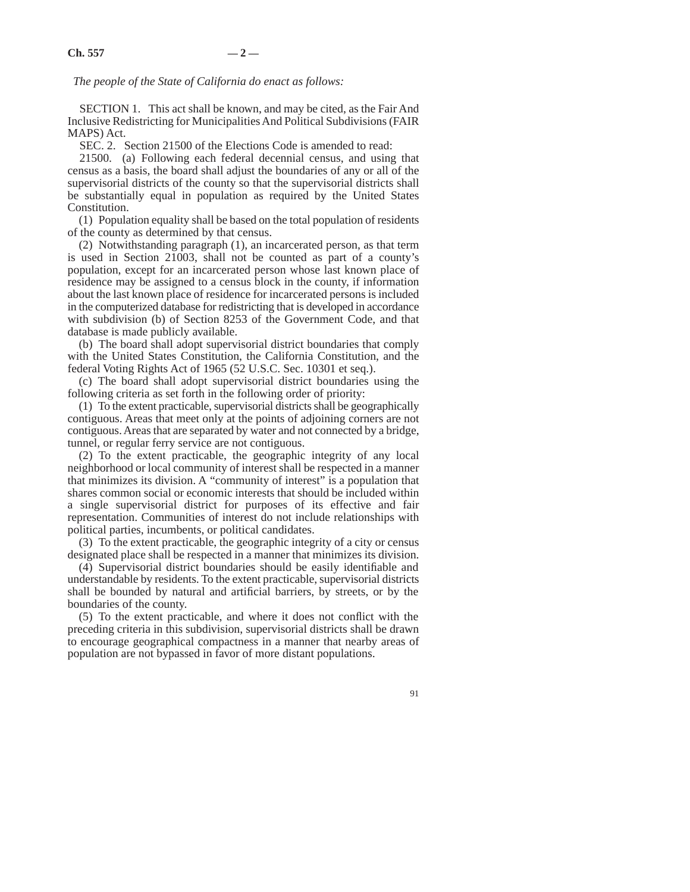*The people of the State of California do enact as follows:*

SECTION 1. This act shall be known, and may be cited, as the Fair And Inclusive Redistricting for Municipalities And Political Subdivisions (FAIR MAPS) Act.

SEC. 2. Section 21500 of the Elections Code is amended to read:

21500. (a) Following each federal decennial census, and using that census as a basis, the board shall adjust the boundaries of any or all of the supervisorial districts of the county so that the supervisorial districts shall be substantially equal in population as required by the United States Constitution.

(1) Population equality shall be based on the total population of residents of the county as determined by that census.

(2) Notwithstanding paragraph (1), an incarcerated person, as that term is used in Section 21003, shall not be counted as part of a county's population, except for an incarcerated person whose last known place of residence may be assigned to a census block in the county, if information about the last known place of residence for incarcerated persons is included in the computerized database for redistricting that is developed in accordance with subdivision (b) of Section 8253 of the Government Code, and that database is made publicly available.

(b) The board shall adopt supervisorial district boundaries that comply with the United States Constitution, the California Constitution, and the federal Voting Rights Act of 1965 (52 U.S.C. Sec. 10301 et seq.).

(c) The board shall adopt supervisorial district boundaries using the following criteria as set forth in the following order of priority:

(1) To the extent practicable, supervisorial districts shall be geographically contiguous. Areas that meet only at the points of adjoining corners are not contiguous. Areas that are separated by water and not connected by a bridge, tunnel, or regular ferry service are not contiguous.

(2) To the extent practicable, the geographic integrity of any local neighborhood or local community of interest shall be respected in a manner that minimizes its division. A "community of interest" is a population that shares common social or economic interests that should be included within a single supervisorial district for purposes of its effective and fair representation. Communities of interest do not include relationships with political parties, incumbents, or political candidates.

(3) To the extent practicable, the geographic integrity of a city or census designated place shall be respected in a manner that minimizes its division.

(4) Supervisorial district boundaries should be easily identifiable and understandable by residents. To the extent practicable, supervisorial districts shall be bounded by natural and artificial barriers, by streets, or by the boundaries of the county.

(5) To the extent practicable, and where it does not conflict with the preceding criteria in this subdivision, supervisorial districts shall be drawn to encourage geographical compactness in a manner that nearby areas of population are not bypassed in favor of more distant populations.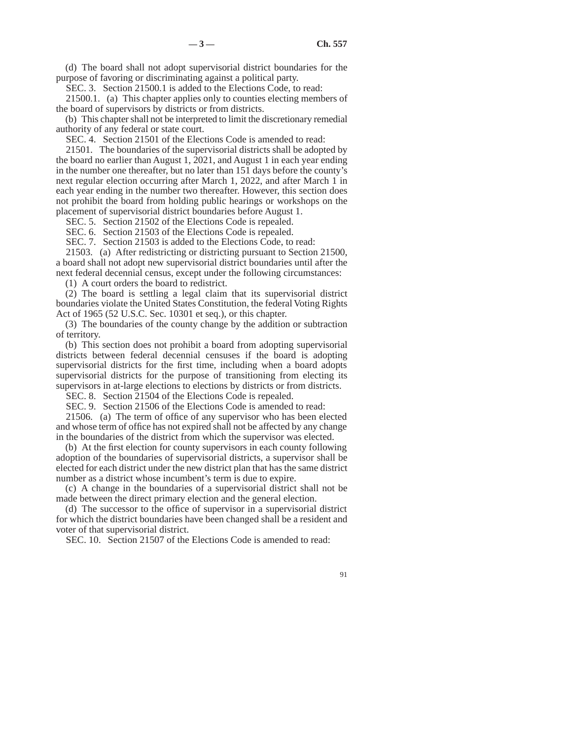(d) The board shall not adopt supervisorial district boundaries for the purpose of favoring or discriminating against a political party.

SEC. 3. Section 21500.1 is added to the Elections Code, to read:

21500.1. (a) This chapter applies only to counties electing members of the board of supervisors by districts or from districts.

(b) This chapter shall not be interpreted to limit the discretionary remedial authority of any federal or state court.

SEC. 4. Section 21501 of the Elections Code is amended to read:

21501. The boundaries of the supervisorial districts shall be adopted by the board no earlier than August 1, 2021, and August 1 in each year ending in the number one thereafter, but no later than 151 days before the county's next regular election occurring after March 1, 2022, and after March 1 in each year ending in the number two thereafter. However, this section does not prohibit the board from holding public hearings or workshops on the placement of supervisorial district boundaries before August 1.

SEC. 5. Section 21502 of the Elections Code is repealed.

SEC. 6. Section 21503 of the Elections Code is repealed.

SEC. 7. Section 21503 is added to the Elections Code, to read:

21503. (a) After redistricting or districting pursuant to Section 21500, a board shall not adopt new supervisorial district boundaries until after the next federal decennial census, except under the following circumstances:

(1) A court orders the board to redistrict.

(2) The board is settling a legal claim that its supervisorial district boundaries violate the United States Constitution, the federal Voting Rights Act of 1965 (52 U.S.C. Sec. 10301 et seq.), or this chapter.

(3) The boundaries of the county change by the addition or subtraction of territory.

(b) This section does not prohibit a board from adopting supervisorial districts between federal decennial censuses if the board is adopting supervisorial districts for the first time, including when a board adopts supervisorial districts for the purpose of transitioning from electing its supervisors in at-large elections to elections by districts or from districts.

SEC. 8. Section 21504 of the Elections Code is repealed.

SEC. 9. Section 21506 of the Elections Code is amended to read:

21506. (a) The term of office of any supervisor who has been elected and whose term of office has not expired shall not be affected by any change in the boundaries of the district from which the supervisor was elected.

(b) At the first election for county supervisors in each county following adoption of the boundaries of supervisorial districts, a supervisor shall be elected for each district under the new district plan that has the same district number as a district whose incumbent's term is due to expire.

(c) A change in the boundaries of a supervisorial district shall not be made between the direct primary election and the general election.

(d) The successor to the office of supervisor in a supervisorial district for which the district boundaries have been changed shall be a resident and voter of that supervisorial district.

SEC. 10. Section 21507 of the Elections Code is amended to read: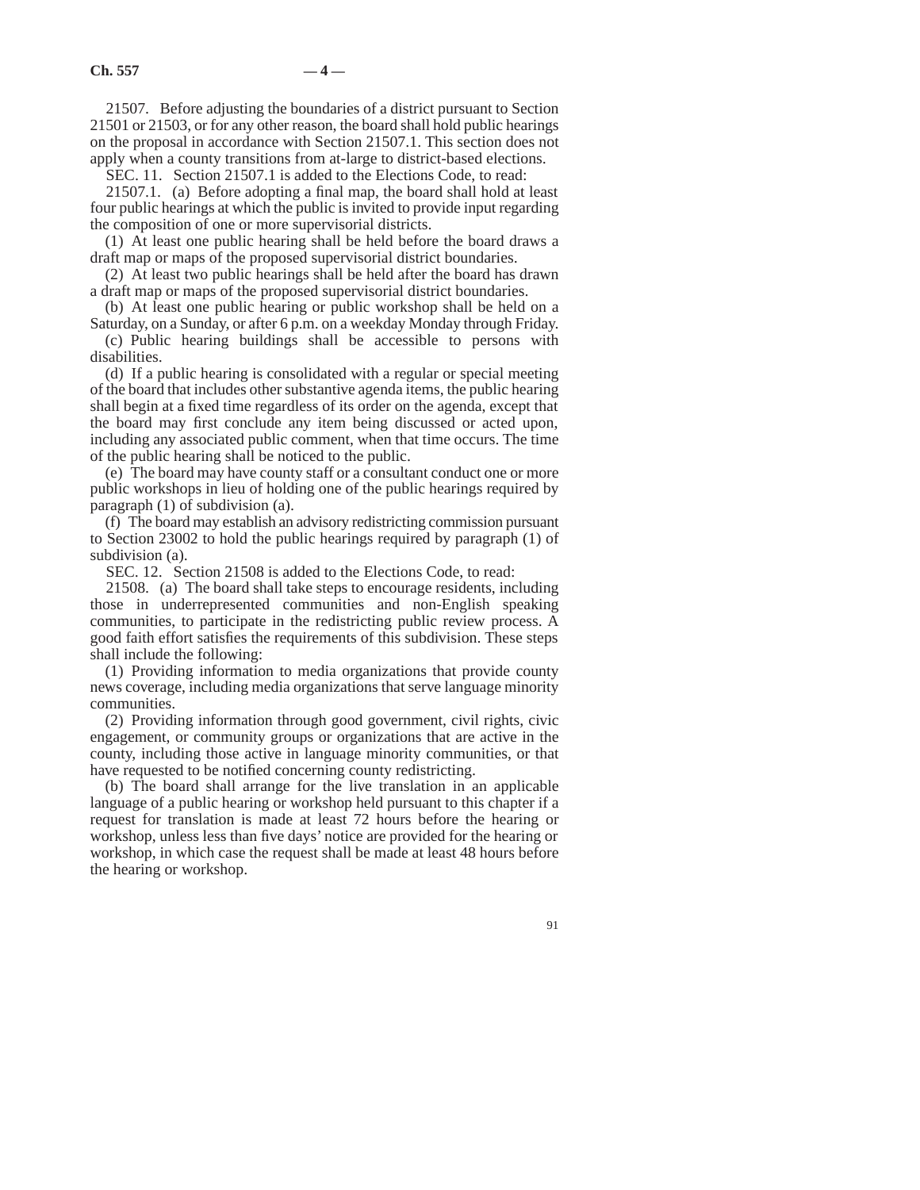21507. Before adjusting the boundaries of a district pursuant to Section 21501 or 21503, or for any other reason, the board shall hold public hearings on the proposal in accordance with Section 21507.1. This section does not apply when a county transitions from at-large to district-based elections.

SEC. 11. Section 21507.1 is added to the Elections Code, to read:

21507.1. (a) Before adopting a final map, the board shall hold at least four public hearings at which the public is invited to provide input regarding the composition of one or more supervisorial districts.

(1) At least one public hearing shall be held before the board draws a draft map or maps of the proposed supervisorial district boundaries.

(2) At least two public hearings shall be held after the board has drawn a draft map or maps of the proposed supervisorial district boundaries.

(b) At least one public hearing or public workshop shall be held on a Saturday, on a Sunday, or after 6 p.m. on a weekday Monday through Friday.

(c) Public hearing buildings shall be accessible to persons with disabilities.

(d) If a public hearing is consolidated with a regular or special meeting of the board that includes other substantive agenda items, the public hearing shall begin at a fixed time regardless of its order on the agenda, except that the board may first conclude any item being discussed or acted upon, including any associated public comment, when that time occurs. The time of the public hearing shall be noticed to the public.

(e) The board may have county staff or a consultant conduct one or more public workshops in lieu of holding one of the public hearings required by paragraph (1) of subdivision (a).

(f) The board may establish an advisory redistricting commission pursuant to Section 23002 to hold the public hearings required by paragraph (1) of subdivision (a).

SEC. 12. Section 21508 is added to the Elections Code, to read:

21508. (a) The board shall take steps to encourage residents, including those in underrepresented communities and non-English speaking communities, to participate in the redistricting public review process. A good faith effort satisfies the requirements of this subdivision. These steps shall include the following:

(1) Providing information to media organizations that provide county news coverage, including media organizations that serve language minority communities.

(2) Providing information through good government, civil rights, civic engagement, or community groups or organizations that are active in the county, including those active in language minority communities, or that have requested to be notified concerning county redistricting.

(b) The board shall arrange for the live translation in an applicable language of a public hearing or workshop held pursuant to this chapter if a request for translation is made at least 72 hours before the hearing or workshop, unless less than five days' notice are provided for the hearing or workshop, in which case the request shall be made at least 48 hours before the hearing or workshop.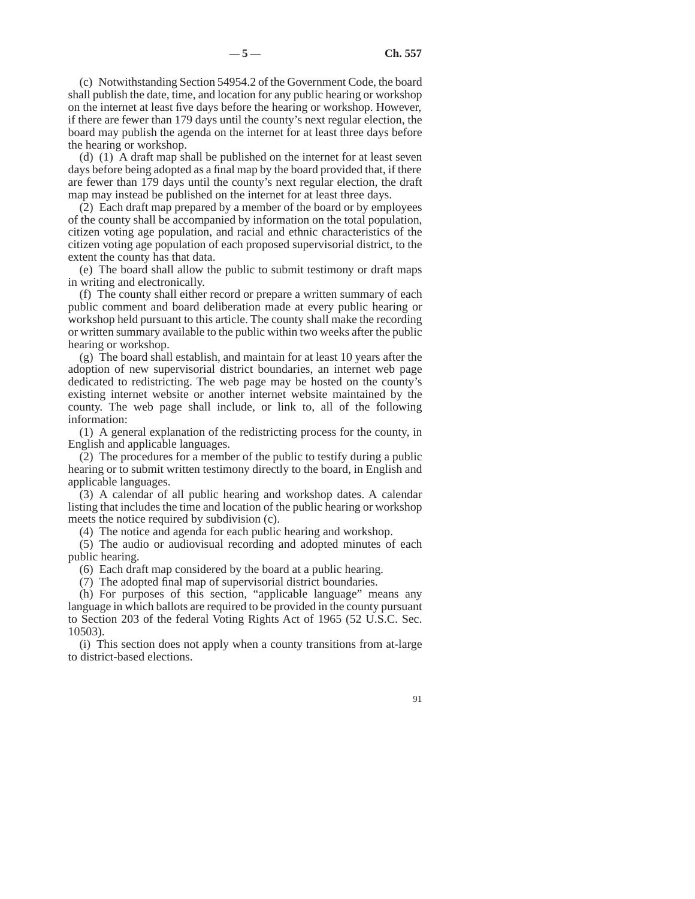(c) Notwithstanding Section 54954.2 of the Government Code, the board shall publish the date, time, and location for any public hearing or workshop on the internet at least five days before the hearing or workshop. However, if there are fewer than 179 days until the county's next regular election, the board may publish the agenda on the internet for at least three days before the hearing or workshop.

(d) (1) A draft map shall be published on the internet for at least seven days before being adopted as a final map by the board provided that, if there are fewer than 179 days until the county's next regular election, the draft map may instead be published on the internet for at least three days.

(2) Each draft map prepared by a member of the board or by employees of the county shall be accompanied by information on the total population, citizen voting age population, and racial and ethnic characteristics of the citizen voting age population of each proposed supervisorial district, to the extent the county has that data.

(e) The board shall allow the public to submit testimony or draft maps in writing and electronically.

(f) The county shall either record or prepare a written summary of each public comment and board deliberation made at every public hearing or workshop held pursuant to this article. The county shall make the recording or written summary available to the public within two weeks after the public hearing or workshop.

(g) The board shall establish, and maintain for at least 10 years after the adoption of new supervisorial district boundaries, an internet web page dedicated to redistricting. The web page may be hosted on the county's existing internet website or another internet website maintained by the county. The web page shall include, or link to, all of the following information:

(1) A general explanation of the redistricting process for the county, in English and applicable languages.

(2) The procedures for a member of the public to testify during a public hearing or to submit written testimony directly to the board, in English and applicable languages.

(3) A calendar of all public hearing and workshop dates. A calendar listing that includes the time and location of the public hearing or workshop meets the notice required by subdivision (c).

(4) The notice and agenda for each public hearing and workshop.

(5) The audio or audiovisual recording and adopted minutes of each public hearing.

(6) Each draft map considered by the board at a public hearing.

(7) The adopted final map of supervisorial district boundaries.

(h) For purposes of this section, "applicable language" means any language in which ballots are required to be provided in the county pursuant to Section 203 of the federal Voting Rights Act of 1965 (52 U.S.C. Sec. 10503).

(i) This section does not apply when a county transitions from at-large to district-based elections.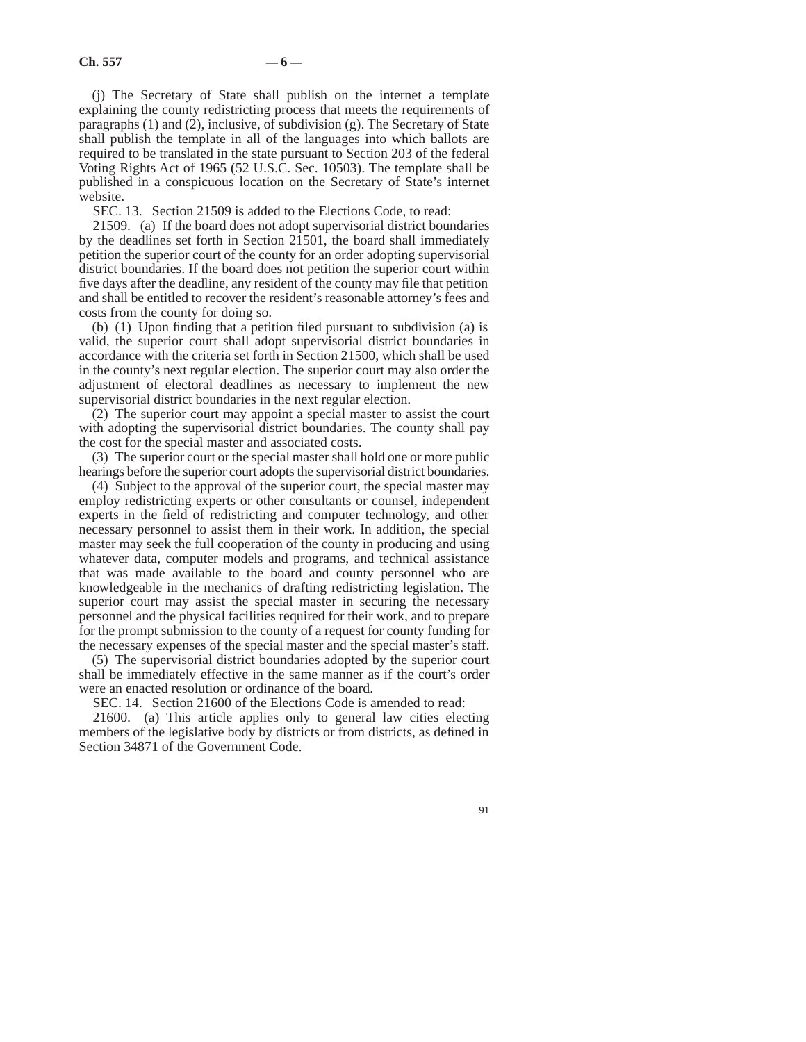(j) The Secretary of State shall publish on the internet a template explaining the county redistricting process that meets the requirements of paragraphs (1) and (2), inclusive, of subdivision (g). The Secretary of State shall publish the template in all of the languages into which ballots are required to be translated in the state pursuant to Section 203 of the federal Voting Rights Act of 1965 (52 U.S.C. Sec. 10503). The template shall be published in a conspicuous location on the Secretary of State's internet website.

SEC. 13. Section 21509 is added to the Elections Code, to read:

21509. (a) If the board does not adopt supervisorial district boundaries by the deadlines set forth in Section 21501, the board shall immediately petition the superior court of the county for an order adopting supervisorial district boundaries. If the board does not petition the superior court within five days after the deadline, any resident of the county may file that petition and shall be entitled to recover the resident's reasonable attorney's fees and costs from the county for doing so.

(b) (1) Upon finding that a petition filed pursuant to subdivision (a) is valid, the superior court shall adopt supervisorial district boundaries in accordance with the criteria set forth in Section 21500, which shall be used in the county's next regular election. The superior court may also order the adjustment of electoral deadlines as necessary to implement the new supervisorial district boundaries in the next regular election.

(2) The superior court may appoint a special master to assist the court with adopting the supervisorial district boundaries. The county shall pay the cost for the special master and associated costs.

(3) The superior court or the special master shall hold one or more public hearings before the superior court adopts the supervisorial district boundaries.

(4) Subject to the approval of the superior court, the special master may employ redistricting experts or other consultants or counsel, independent experts in the field of redistricting and computer technology, and other necessary personnel to assist them in their work. In addition, the special master may seek the full cooperation of the county in producing and using whatever data, computer models and programs, and technical assistance that was made available to the board and county personnel who are knowledgeable in the mechanics of drafting redistricting legislation. The superior court may assist the special master in securing the necessary personnel and the physical facilities required for their work, and to prepare for the prompt submission to the county of a request for county funding for the necessary expenses of the special master and the special master's staff.

(5) The supervisorial district boundaries adopted by the superior court shall be immediately effective in the same manner as if the court's order were an enacted resolution or ordinance of the board.

SEC. 14. Section 21600 of the Elections Code is amended to read:

21600. (a) This article applies only to general law cities electing members of the legislative body by districts or from districts, as defined in Section 34871 of the Government Code.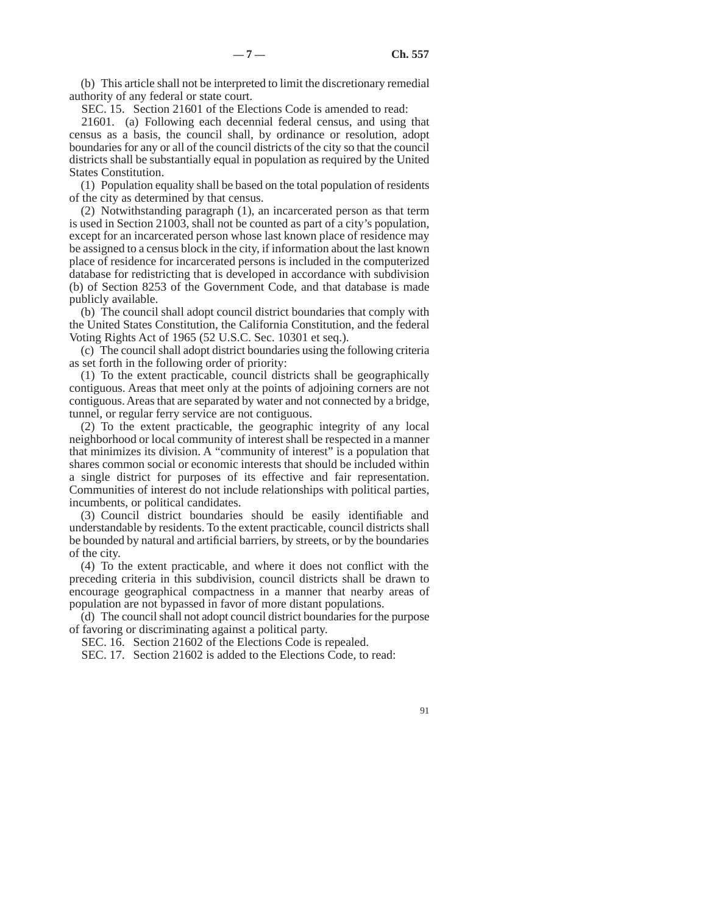(b) This article shall not be interpreted to limit the discretionary remedial authority of any federal or state court.

SEC. 15. Section 21601 of the Elections Code is amended to read:

21601. (a) Following each decennial federal census, and using that census as a basis, the council shall, by ordinance or resolution, adopt boundaries for any or all of the council districts of the city so that the council districts shall be substantially equal in population as required by the United States Constitution.

(1) Population equality shall be based on the total population of residents of the city as determined by that census.

(2) Notwithstanding paragraph (1), an incarcerated person as that term is used in Section 21003, shall not be counted as part of a city's population, except for an incarcerated person whose last known place of residence may be assigned to a census block in the city, if information about the last known place of residence for incarcerated persons is included in the computerized database for redistricting that is developed in accordance with subdivision (b) of Section 8253 of the Government Code, and that database is made publicly available.

(b) The council shall adopt council district boundaries that comply with the United States Constitution, the California Constitution, and the federal Voting Rights Act of 1965 (52 U.S.C. Sec. 10301 et seq.).

(c) The council shall adopt district boundaries using the following criteria as set forth in the following order of priority:

(1) To the extent practicable, council districts shall be geographically contiguous. Areas that meet only at the points of adjoining corners are not contiguous. Areas that are separated by water and not connected by a bridge, tunnel, or regular ferry service are not contiguous.

(2) To the extent practicable, the geographic integrity of any local neighborhood or local community of interest shall be respected in a manner that minimizes its division. A "community of interest" is a population that shares common social or economic interests that should be included within a single district for purposes of its effective and fair representation. Communities of interest do not include relationships with political parties, incumbents, or political candidates.

(3) Council district boundaries should be easily identifiable and understandable by residents. To the extent practicable, council districts shall be bounded by natural and artificial barriers, by streets, or by the boundaries of the city.

(4) To the extent practicable, and where it does not conflict with the preceding criteria in this subdivision, council districts shall be drawn to encourage geographical compactness in a manner that nearby areas of population are not bypassed in favor of more distant populations.

(d) The council shall not adopt council district boundaries for the purpose of favoring or discriminating against a political party.

SEC. 16. Section 21602 of the Elections Code is repealed.

SEC. 17. Section 21602 is added to the Elections Code, to read: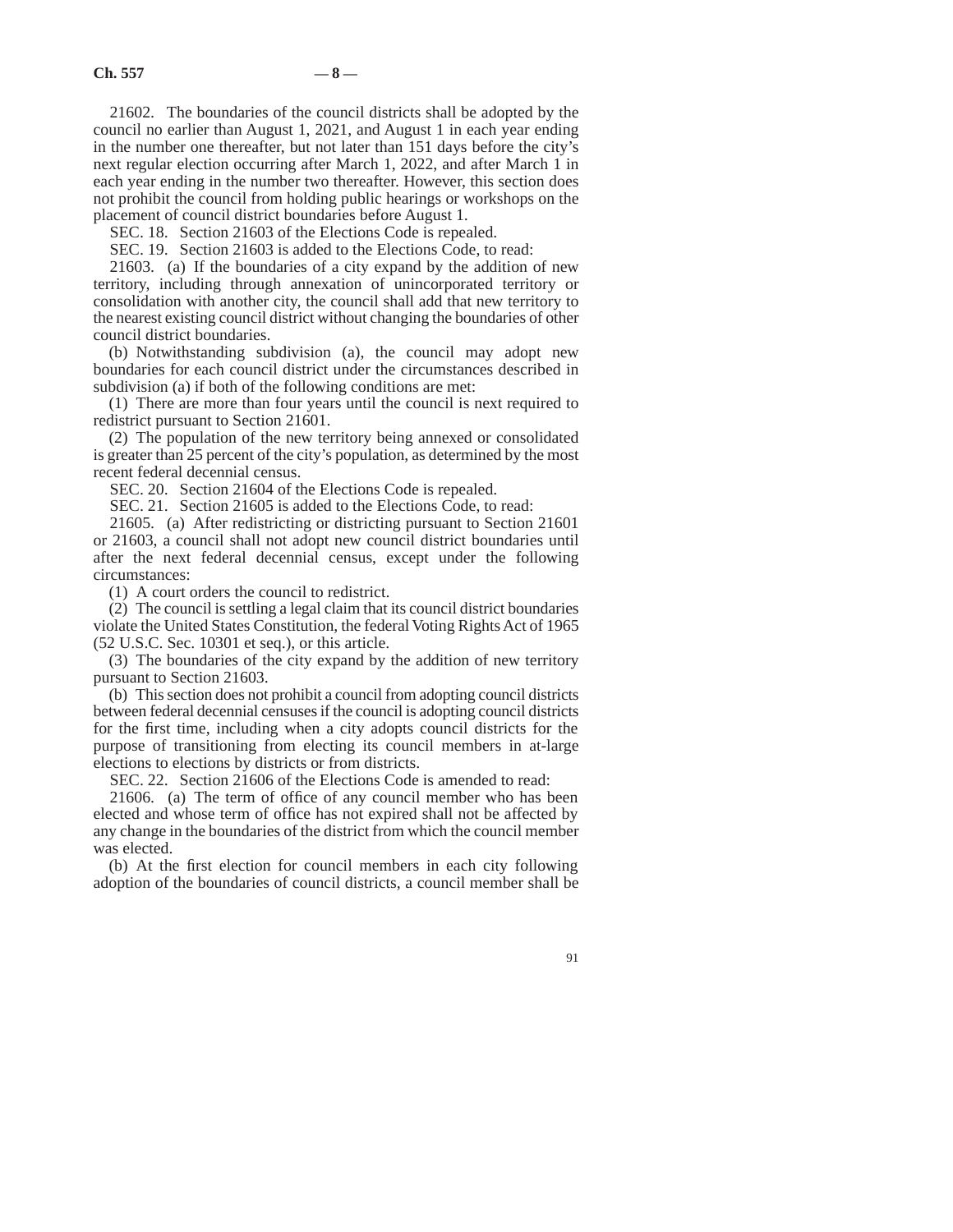21602. The boundaries of the council districts shall be adopted by the council no earlier than August 1, 2021, and August 1 in each year ending in the number one thereafter, but not later than 151 days before the city's next regular election occurring after March 1, 2022, and after March 1 in each year ending in the number two thereafter. However, this section does not prohibit the council from holding public hearings or workshops on the placement of council district boundaries before August 1.

SEC. 18. Section 21603 of the Elections Code is repealed.

SEC. 19. Section 21603 is added to the Elections Code, to read:

21603. (a) If the boundaries of a city expand by the addition of new territory, including through annexation of unincorporated territory or consolidation with another city, the council shall add that new territory to the nearest existing council district without changing the boundaries of other council district boundaries.

(b) Notwithstanding subdivision (a), the council may adopt new boundaries for each council district under the circumstances described in subdivision (a) if both of the following conditions are met:

(1) There are more than four years until the council is next required to redistrict pursuant to Section 21601.

(2) The population of the new territory being annexed or consolidated is greater than 25 percent of the city's population, as determined by the most recent federal decennial census.

SEC. 20. Section 21604 of the Elections Code is repealed.

SEC. 21. Section 21605 is added to the Elections Code, to read:

21605. (a) After redistricting or districting pursuant to Section 21601 or 21603, a council shall not adopt new council district boundaries until after the next federal decennial census, except under the following circumstances:

(1) A court orders the council to redistrict.

(2) The council is settling a legal claim that its council district boundaries violate the United States Constitution, the federal Voting Rights Act of 1965 (52 U.S.C. Sec. 10301 et seq.), or this article.

(3) The boundaries of the city expand by the addition of new territory pursuant to Section 21603.

(b) This section does not prohibit a council from adopting council districts between federal decennial censuses if the council is adopting council districts for the first time, including when a city adopts council districts for the purpose of transitioning from electing its council members in at-large elections to elections by districts or from districts.

SEC. 22. Section 21606 of the Elections Code is amended to read:

21606. (a) The term of office of any council member who has been elected and whose term of office has not expired shall not be affected by any change in the boundaries of the district from which the council member was elected.

(b) At the first election for council members in each city following adoption of the boundaries of council districts, a council member shall be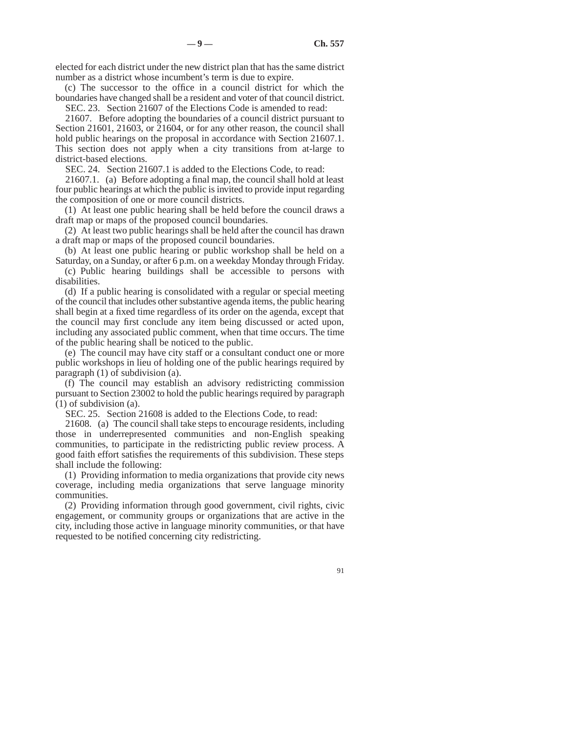elected for each district under the new district plan that has the same district number as a district whose incumbent's term is due to expire.

(c) The successor to the office in a council district for which the boundaries have changed shall be a resident and voter of that council district.

SEC. 23. Section 21607 of the Elections Code is amended to read:

21607. Before adopting the boundaries of a council district pursuant to Section 21601, 21603, or 21604, or for any other reason, the council shall hold public hearings on the proposal in accordance with Section 21607.1. This section does not apply when a city transitions from at-large to district-based elections.

SEC. 24. Section 21607.1 is added to the Elections Code, to read:

21607.1. (a) Before adopting a final map, the council shall hold at least four public hearings at which the public is invited to provide input regarding the composition of one or more council districts.

(1) At least one public hearing shall be held before the council draws a draft map or maps of the proposed council boundaries.

(2) At least two public hearings shall be held after the council has drawn a draft map or maps of the proposed council boundaries.

(b) At least one public hearing or public workshop shall be held on a Saturday, on a Sunday, or after 6 p.m. on a weekday Monday through Friday.

(c) Public hearing buildings shall be accessible to persons with disabilities.

(d) If a public hearing is consolidated with a regular or special meeting of the council that includes other substantive agenda items, the public hearing shall begin at a fixed time regardless of its order on the agenda, except that the council may first conclude any item being discussed or acted upon, including any associated public comment, when that time occurs. The time of the public hearing shall be noticed to the public.

(e) The council may have city staff or a consultant conduct one or more public workshops in lieu of holding one of the public hearings required by paragraph (1) of subdivision (a).

(f) The council may establish an advisory redistricting commission pursuant to Section 23002 to hold the public hearings required by paragraph (1) of subdivision (a).

SEC. 25. Section 21608 is added to the Elections Code, to read:

21608. (a) The council shall take steps to encourage residents, including those in underrepresented communities and non-English speaking communities, to participate in the redistricting public review process. A good faith effort satisfies the requirements of this subdivision. These steps shall include the following:

(1) Providing information to media organizations that provide city news coverage, including media organizations that serve language minority communities.

(2) Providing information through good government, civil rights, civic engagement, or community groups or organizations that are active in the city, including those active in language minority communities, or that have requested to be notified concerning city redistricting.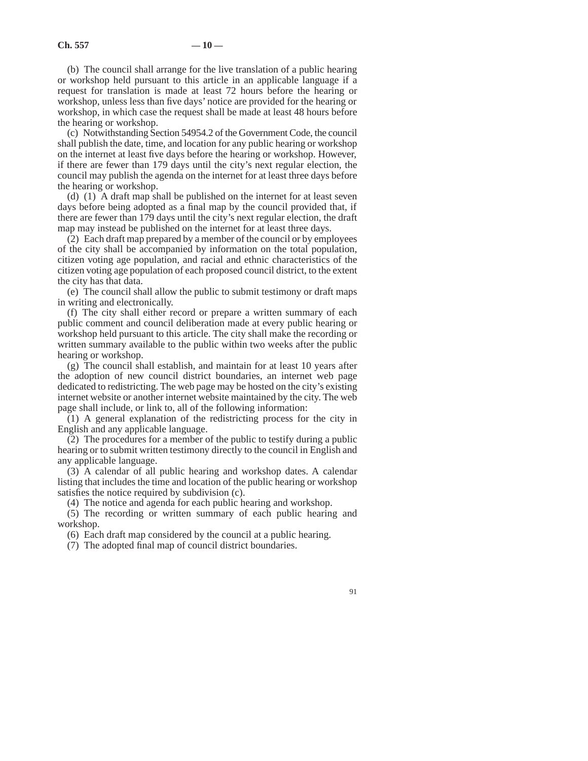(b) The council shall arrange for the live translation of a public hearing or workshop held pursuant to this article in an applicable language if a request for translation is made at least 72 hours before the hearing or workshop, unless less than five days' notice are provided for the hearing or workshop, in which case the request shall be made at least 48 hours before the hearing or workshop.

(c) Notwithstanding Section 54954.2 of the Government Code, the council shall publish the date, time, and location for any public hearing or workshop on the internet at least five days before the hearing or workshop. However, if there are fewer than 179 days until the city's next regular election, the council may publish the agenda on the internet for at least three days before the hearing or workshop.

(d) (1) A draft map shall be published on the internet for at least seven days before being adopted as a final map by the council provided that, if there are fewer than 179 days until the city's next regular election, the draft map may instead be published on the internet for at least three days.

(2) Each draft map prepared by a member of the council or by employees of the city shall be accompanied by information on the total population, citizen voting age population, and racial and ethnic characteristics of the citizen voting age population of each proposed council district, to the extent the city has that data.

(e) The council shall allow the public to submit testimony or draft maps in writing and electronically.

(f) The city shall either record or prepare a written summary of each public comment and council deliberation made at every public hearing or workshop held pursuant to this article. The city shall make the recording or written summary available to the public within two weeks after the public hearing or workshop.

(g) The council shall establish, and maintain for at least 10 years after the adoption of new council district boundaries, an internet web page dedicated to redistricting. The web page may be hosted on the city's existing internet website or another internet website maintained by the city. The web page shall include, or link to, all of the following information:

(1) A general explanation of the redistricting process for the city in English and any applicable language.

(2) The procedures for a member of the public to testify during a public hearing or to submit written testimony directly to the council in English and any applicable language.

(3) A calendar of all public hearing and workshop dates. A calendar listing that includes the time and location of the public hearing or workshop satisfies the notice required by subdivision (c).

(4) The notice and agenda for each public hearing and workshop.

(5) The recording or written summary of each public hearing and workshop.

(6) Each draft map considered by the council at a public hearing.

(7) The adopted final map of council district boundaries.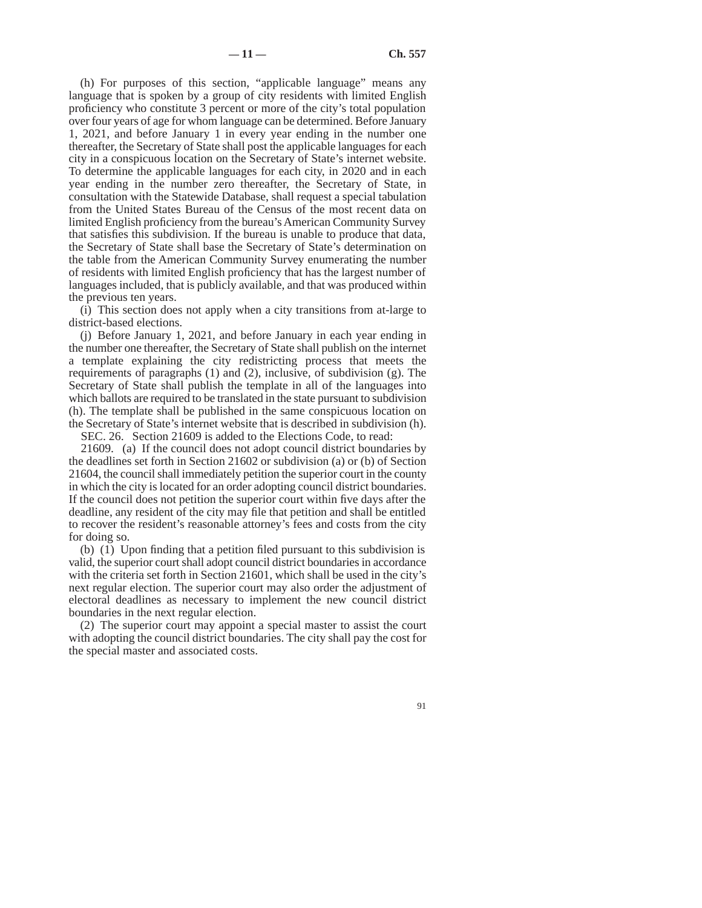(h) For purposes of this section, "applicable language" means any language that is spoken by a group of city residents with limited English proficiency who constitute 3 percent or more of the city's total population over four years of age for whom language can be determined. Before January 1, 2021, and before January 1 in every year ending in the number one thereafter, the Secretary of State shall post the applicable languages for each city in a conspicuous location on the Secretary of State's internet website. To determine the applicable languages for each city, in 2020 and in each year ending in the number zero thereafter, the Secretary of State, in consultation with the Statewide Database, shall request a special tabulation from the United States Bureau of the Census of the most recent data on limited English proficiency from the bureau's American Community Survey that satisfies this subdivision. If the bureau is unable to produce that data, the Secretary of State shall base the Secretary of State's determination on the table from the American Community Survey enumerating the number of residents with limited English proficiency that has the largest number of languages included, that is publicly available, and that was produced within the previous ten years.

(i) This section does not apply when a city transitions from at-large to district-based elections.

(j) Before January 1, 2021, and before January in each year ending in the number one thereafter, the Secretary of State shall publish on the internet a template explaining the city redistricting process that meets the requirements of paragraphs (1) and (2), inclusive, of subdivision (g). The Secretary of State shall publish the template in all of the languages into which ballots are required to be translated in the state pursuant to subdivision (h). The template shall be published in the same conspicuous location on the Secretary of State's internet website that is described in subdivision (h).

SEC. 26. Section 21609 is added to the Elections Code, to read:

21609. (a) If the council does not adopt council district boundaries by the deadlines set forth in Section 21602 or subdivision (a) or (b) of Section 21604, the council shall immediately petition the superior court in the county in which the city is located for an order adopting council district boundaries. If the council does not petition the superior court within five days after the deadline, any resident of the city may file that petition and shall be entitled to recover the resident's reasonable attorney's fees and costs from the city for doing so.

(b) (1) Upon finding that a petition filed pursuant to this subdivision is valid, the superior court shall adopt council district boundaries in accordance with the criteria set forth in Section 21601, which shall be used in the city's next regular election. The superior court may also order the adjustment of electoral deadlines as necessary to implement the new council district boundaries in the next regular election.

(2) The superior court may appoint a special master to assist the court with adopting the council district boundaries. The city shall pay the cost for the special master and associated costs.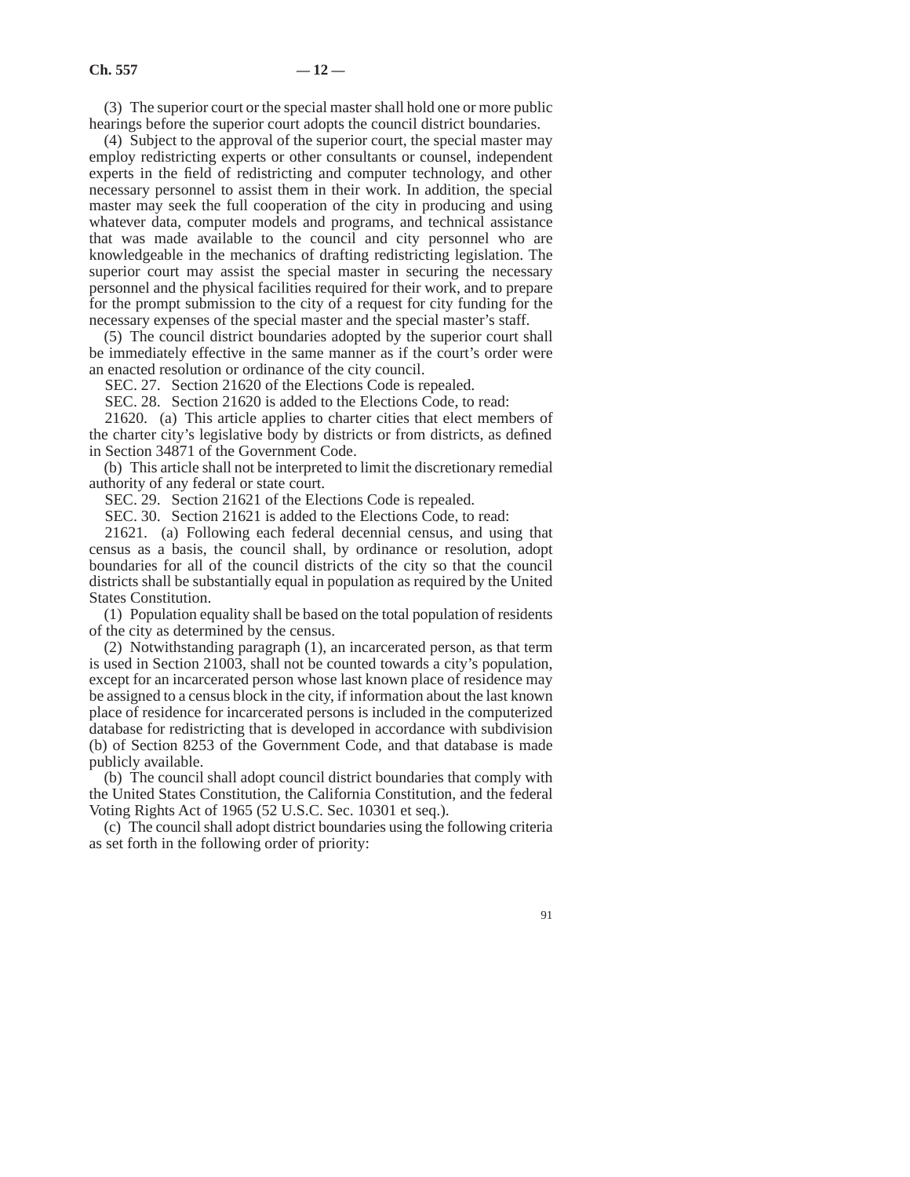(3) The superior court or the special master shall hold one or more public hearings before the superior court adopts the council district boundaries.

(4) Subject to the approval of the superior court, the special master may employ redistricting experts or other consultants or counsel, independent experts in the field of redistricting and computer technology, and other necessary personnel to assist them in their work. In addition, the special master may seek the full cooperation of the city in producing and using whatever data, computer models and programs, and technical assistance that was made available to the council and city personnel who are knowledgeable in the mechanics of drafting redistricting legislation. The superior court may assist the special master in securing the necessary personnel and the physical facilities required for their work, and to prepare for the prompt submission to the city of a request for city funding for the necessary expenses of the special master and the special master's staff.

(5) The council district boundaries adopted by the superior court shall be immediately effective in the same manner as if the court's order were an enacted resolution or ordinance of the city council.

SEC. 27. Section 21620 of the Elections Code is repealed.

SEC. 28. Section 21620 is added to the Elections Code, to read:

21620. (a) This article applies to charter cities that elect members of the charter city's legislative body by districts or from districts, as defined in Section 34871 of the Government Code.

(b) This article shall not be interpreted to limit the discretionary remedial authority of any federal or state court.

SEC. 29. Section 21621 of the Elections Code is repealed.

SEC. 30. Section 21621 is added to the Elections Code, to read:

21621. (a) Following each federal decennial census, and using that census as a basis, the council shall, by ordinance or resolution, adopt boundaries for all of the council districts of the city so that the council districts shall be substantially equal in population as required by the United States Constitution.

(1) Population equality shall be based on the total population of residents of the city as determined by the census.

(2) Notwithstanding paragraph (1), an incarcerated person, as that term is used in Section 21003, shall not be counted towards a city's population, except for an incarcerated person whose last known place of residence may be assigned to a census block in the city, if information about the last known place of residence for incarcerated persons is included in the computerized database for redistricting that is developed in accordance with subdivision (b) of Section 8253 of the Government Code, and that database is made publicly available.

(b) The council shall adopt council district boundaries that comply with the United States Constitution, the California Constitution, and the federal Voting Rights Act of 1965 (52 U.S.C. Sec. 10301 et seq.).

(c) The council shall adopt district boundaries using the following criteria as set forth in the following order of priority: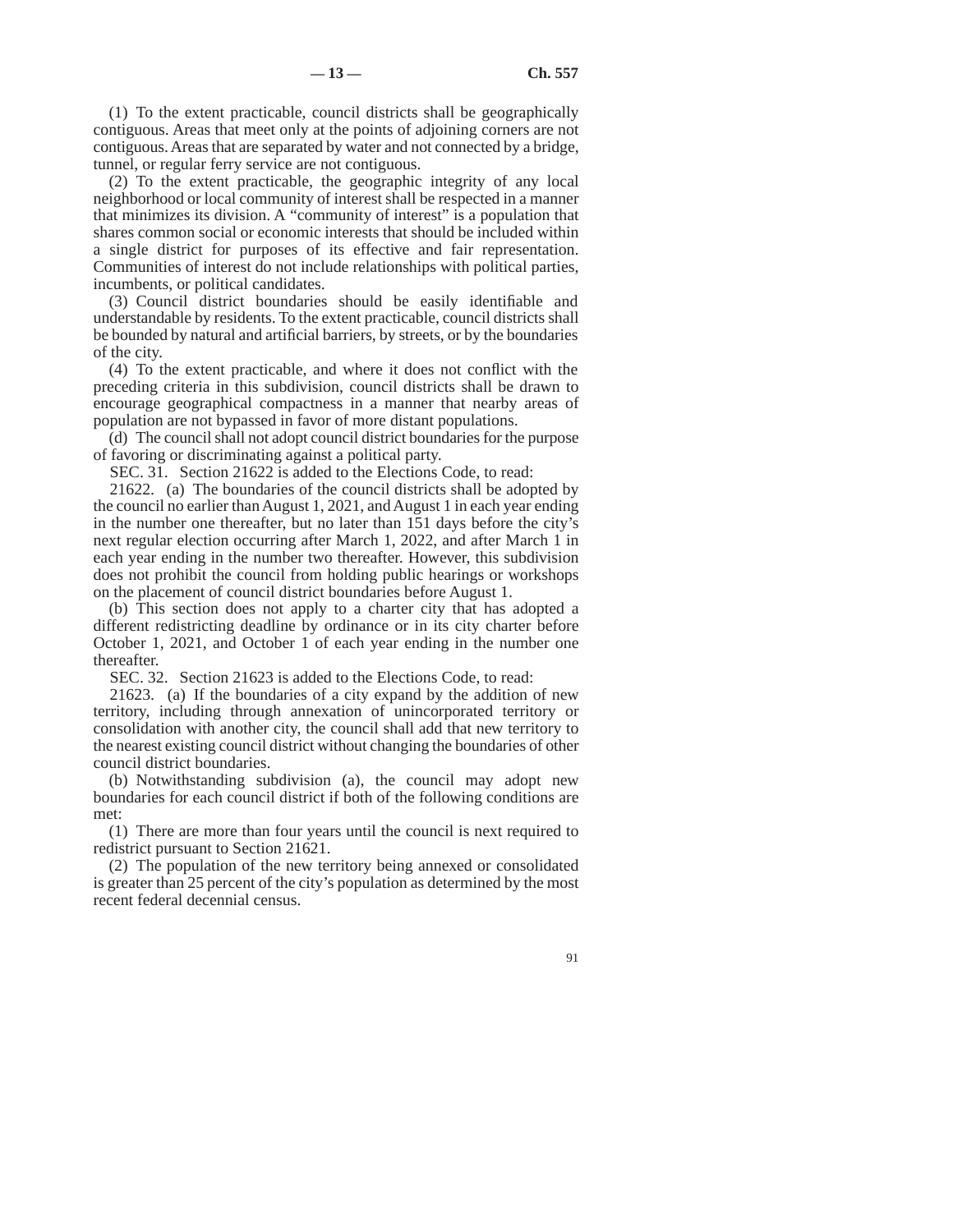(1) To the extent practicable, council districts shall be geographically contiguous. Areas that meet only at the points of adjoining corners are not contiguous. Areas that are separated by water and not connected by a bridge, tunnel, or regular ferry service are not contiguous.

(2) To the extent practicable, the geographic integrity of any local neighborhood or local community of interest shall be respected in a manner that minimizes its division. A "community of interest" is a population that shares common social or economic interests that should be included within a single district for purposes of its effective and fair representation. Communities of interest do not include relationships with political parties, incumbents, or political candidates.

(3) Council district boundaries should be easily identifiable and understandable by residents. To the extent practicable, council districts shall be bounded by natural and artificial barriers, by streets, or by the boundaries of the city.

(4) To the extent practicable, and where it does not conflict with the preceding criteria in this subdivision, council districts shall be drawn to encourage geographical compactness in a manner that nearby areas of population are not bypassed in favor of more distant populations.

(d) The council shall not adopt council district boundaries for the purpose of favoring or discriminating against a political party.

SEC. 31. Section 21622 is added to the Elections Code, to read:

21622. (a) The boundaries of the council districts shall be adopted by the council no earlier than August 1, 2021, and August 1 in each year ending in the number one thereafter, but no later than 151 days before the city's next regular election occurring after March 1, 2022, and after March 1 in each year ending in the number two thereafter. However, this subdivision does not prohibit the council from holding public hearings or workshops on the placement of council district boundaries before August 1.

(b) This section does not apply to a charter city that has adopted a different redistricting deadline by ordinance or in its city charter before October 1, 2021, and October 1 of each year ending in the number one thereafter.

SEC. 32. Section 21623 is added to the Elections Code, to read:

21623. (a) If the boundaries of a city expand by the addition of new territory, including through annexation of unincorporated territory or consolidation with another city, the council shall add that new territory to the nearest existing council district without changing the boundaries of other council district boundaries.

(b) Notwithstanding subdivision (a), the council may adopt new boundaries for each council district if both of the following conditions are met:

(1) There are more than four years until the council is next required to redistrict pursuant to Section 21621.

(2) The population of the new territory being annexed or consolidated is greater than 25 percent of the city's population as determined by the most recent federal decennial census.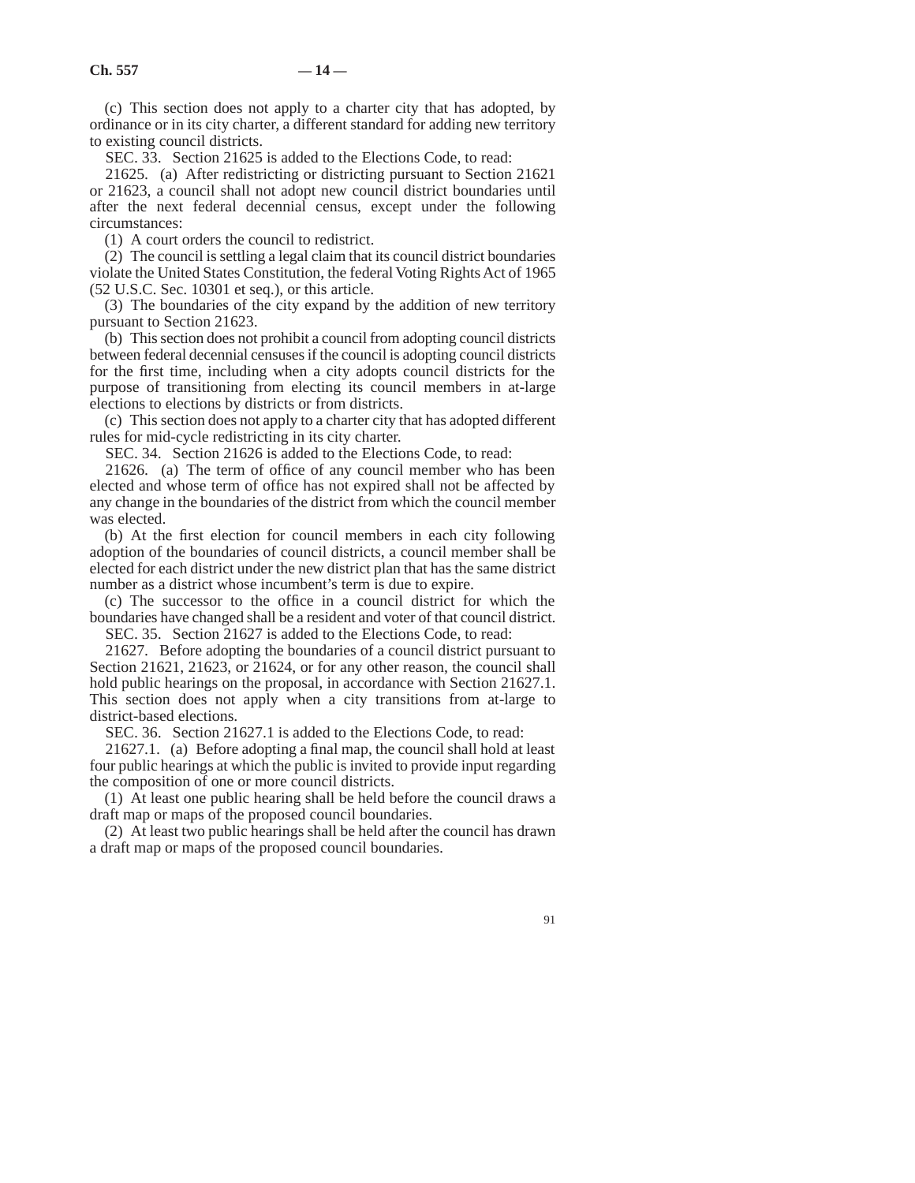(c) This section does not apply to a charter city that has adopted, by ordinance or in its city charter, a different standard for adding new territory to existing council districts.

SEC. 33. Section 21625 is added to the Elections Code, to read:

21625. (a) After redistricting or districting pursuant to Section 21621 or 21623, a council shall not adopt new council district boundaries until after the next federal decennial census, except under the following circumstances:

(1) A court orders the council to redistrict.

(2) The council is settling a legal claim that its council district boundaries violate the United States Constitution, the federal Voting Rights Act of 1965 (52 U.S.C. Sec. 10301 et seq.), or this article.

(3) The boundaries of the city expand by the addition of new territory pursuant to Section 21623.

(b) This section does not prohibit a council from adopting council districts between federal decennial censuses if the council is adopting council districts for the first time, including when a city adopts council districts for the purpose of transitioning from electing its council members in at-large elections to elections by districts or from districts.

(c) This section does not apply to a charter city that has adopted different rules for mid-cycle redistricting in its city charter.

SEC. 34. Section 21626 is added to the Elections Code, to read:

21626. (a) The term of office of any council member who has been elected and whose term of office has not expired shall not be affected by any change in the boundaries of the district from which the council member was elected.

(b) At the first election for council members in each city following adoption of the boundaries of council districts, a council member shall be elected for each district under the new district plan that has the same district number as a district whose incumbent's term is due to expire.

(c) The successor to the office in a council district for which the boundaries have changed shall be a resident and voter of that council district.

SEC. 35. Section 21627 is added to the Elections Code, to read:

21627. Before adopting the boundaries of a council district pursuant to Section 21621, 21623, or 21624, or for any other reason, the council shall hold public hearings on the proposal, in accordance with Section 21627.1. This section does not apply when a city transitions from at-large to district-based elections.

SEC. 36. Section 21627.1 is added to the Elections Code, to read:

21627.1. (a) Before adopting a final map, the council shall hold at least four public hearings at which the public is invited to provide input regarding the composition of one or more council districts.

(1) At least one public hearing shall be held before the council draws a draft map or maps of the proposed council boundaries.

(2) At least two public hearings shall be held after the council has drawn a draft map or maps of the proposed council boundaries.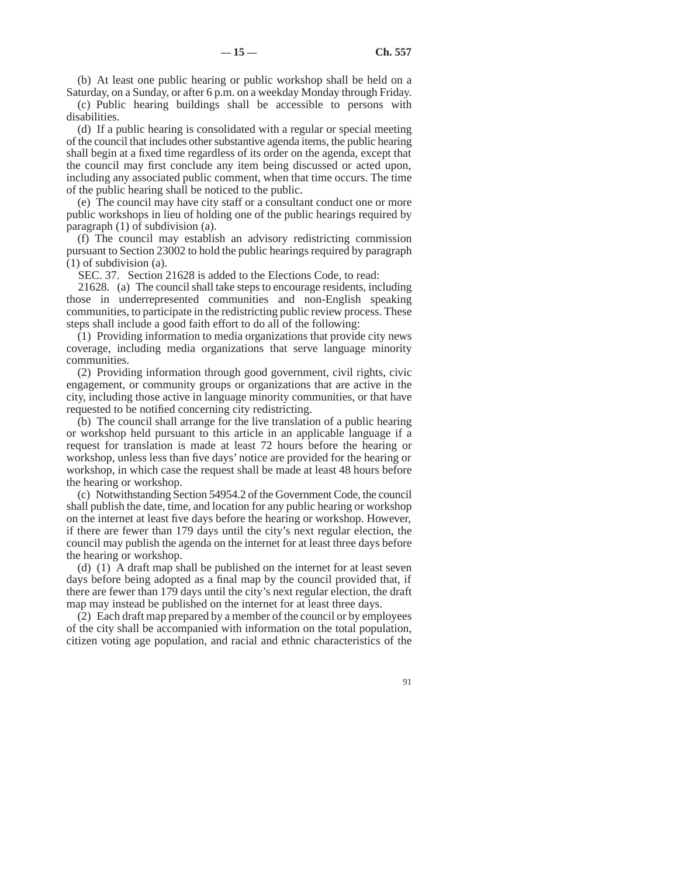(b) At least one public hearing or public workshop shall be held on a Saturday, on a Sunday, or after 6 p.m. on a weekday Monday through Friday.

(c) Public hearing buildings shall be accessible to persons with disabilities.

(d) If a public hearing is consolidated with a regular or special meeting of the council that includes other substantive agenda items, the public hearing shall begin at a fixed time regardless of its order on the agenda, except that the council may first conclude any item being discussed or acted upon, including any associated public comment, when that time occurs. The time of the public hearing shall be noticed to the public.

(e) The council may have city staff or a consultant conduct one or more public workshops in lieu of holding one of the public hearings required by paragraph (1) of subdivision (a).

(f) The council may establish an advisory redistricting commission pursuant to Section 23002 to hold the public hearings required by paragraph (1) of subdivision (a).

SEC. 37. Section 21628 is added to the Elections Code, to read:

21628. (a) The council shall take steps to encourage residents, including those in underrepresented communities and non-English speaking communities, to participate in the redistricting public review process. These steps shall include a good faith effort to do all of the following:

(1) Providing information to media organizations that provide city news coverage, including media organizations that serve language minority communities.

(2) Providing information through good government, civil rights, civic engagement, or community groups or organizations that are active in the city, including those active in language minority communities, or that have requested to be notified concerning city redistricting.

(b) The council shall arrange for the live translation of a public hearing or workshop held pursuant to this article in an applicable language if a request for translation is made at least 72 hours before the hearing or workshop, unless less than five days' notice are provided for the hearing or workshop, in which case the request shall be made at least 48 hours before the hearing or workshop.

(c) Notwithstanding Section 54954.2 of the Government Code, the council shall publish the date, time, and location for any public hearing or workshop on the internet at least five days before the hearing or workshop. However, if there are fewer than 179 days until the city's next regular election, the council may publish the agenda on the internet for at least three days before the hearing or workshop.

(d) (1) A draft map shall be published on the internet for at least seven days before being adopted as a final map by the council provided that, if there are fewer than 179 days until the city's next regular election, the draft map may instead be published on the internet for at least three days.

(2) Each draft map prepared by a member of the council or by employees of the city shall be accompanied with information on the total population, citizen voting age population, and racial and ethnic characteristics of the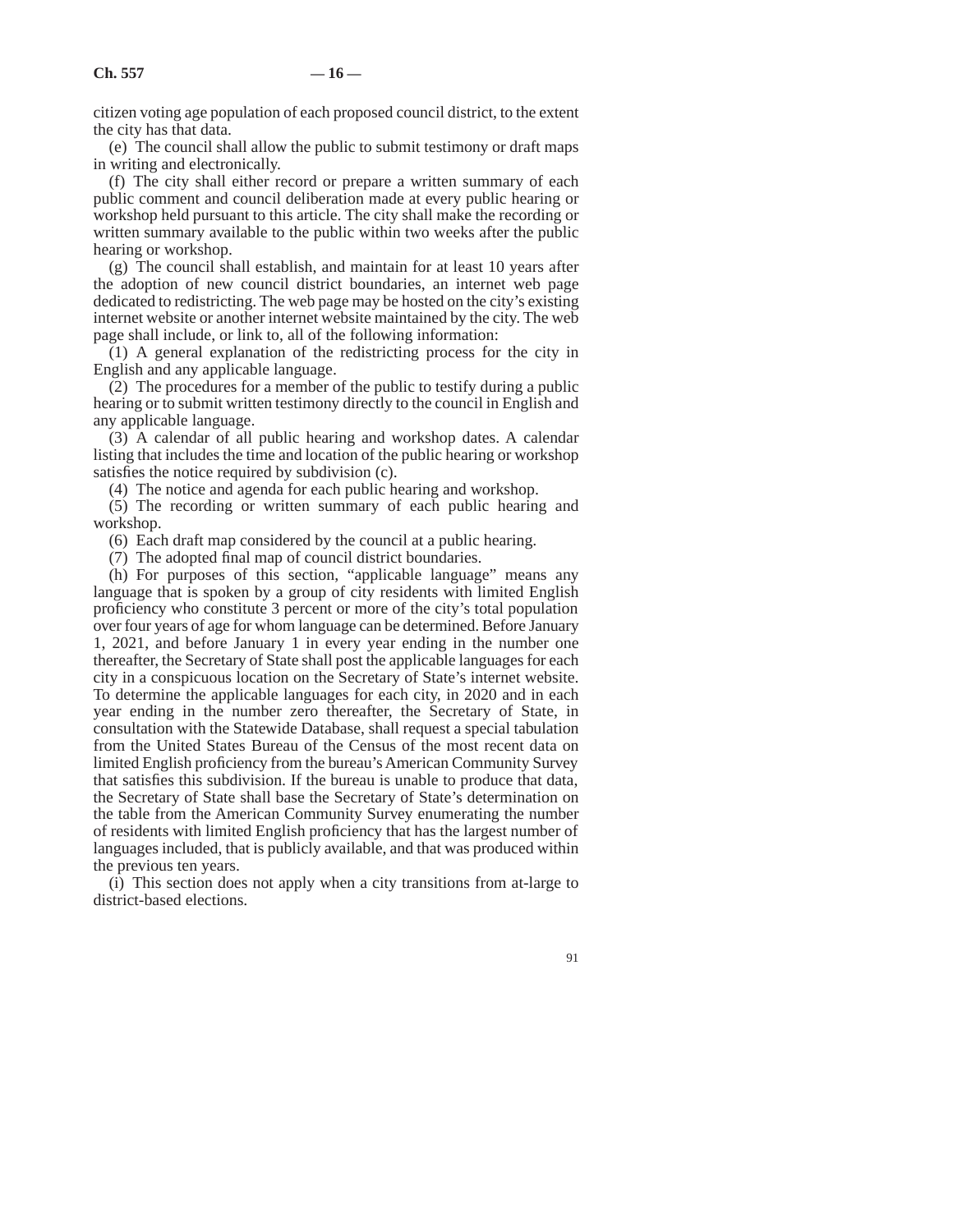citizen voting age population of each proposed council district, to the extent the city has that data.

(e) The council shall allow the public to submit testimony or draft maps in writing and electronically.

(f) The city shall either record or prepare a written summary of each public comment and council deliberation made at every public hearing or workshop held pursuant to this article. The city shall make the recording or written summary available to the public within two weeks after the public hearing or workshop.

(g) The council shall establish, and maintain for at least 10 years after the adoption of new council district boundaries, an internet web page dedicated to redistricting. The web page may be hosted on the city's existing internet website or another internet website maintained by the city. The web page shall include, or link to, all of the following information:

(1) A general explanation of the redistricting process for the city in English and any applicable language.

(2) The procedures for a member of the public to testify during a public hearing or to submit written testimony directly to the council in English and any applicable language.

(3) A calendar of all public hearing and workshop dates. A calendar listing that includes the time and location of the public hearing or workshop satisfies the notice required by subdivision (c).

(4) The notice and agenda for each public hearing and workshop.

(5) The recording or written summary of each public hearing and workshop.

(6) Each draft map considered by the council at a public hearing.

(7) The adopted final map of council district boundaries.

(h) For purposes of this section, "applicable language" means any language that is spoken by a group of city residents with limited English proficiency who constitute 3 percent or more of the city's total population over four years of age for whom language can be determined. Before January 1, 2021, and before January 1 in every year ending in the number one thereafter, the Secretary of State shall post the applicable languages for each city in a conspicuous location on the Secretary of State's internet website. To determine the applicable languages for each city, in 2020 and in each year ending in the number zero thereafter, the Secretary of State, in consultation with the Statewide Database, shall request a special tabulation from the United States Bureau of the Census of the most recent data on limited English proficiency from the bureau's American Community Survey that satisfies this subdivision. If the bureau is unable to produce that data, the Secretary of State shall base the Secretary of State's determination on the table from the American Community Survey enumerating the number of residents with limited English proficiency that has the largest number of languages included, that is publicly available, and that was produced within the previous ten years.

(i) This section does not apply when a city transitions from at-large to district-based elections.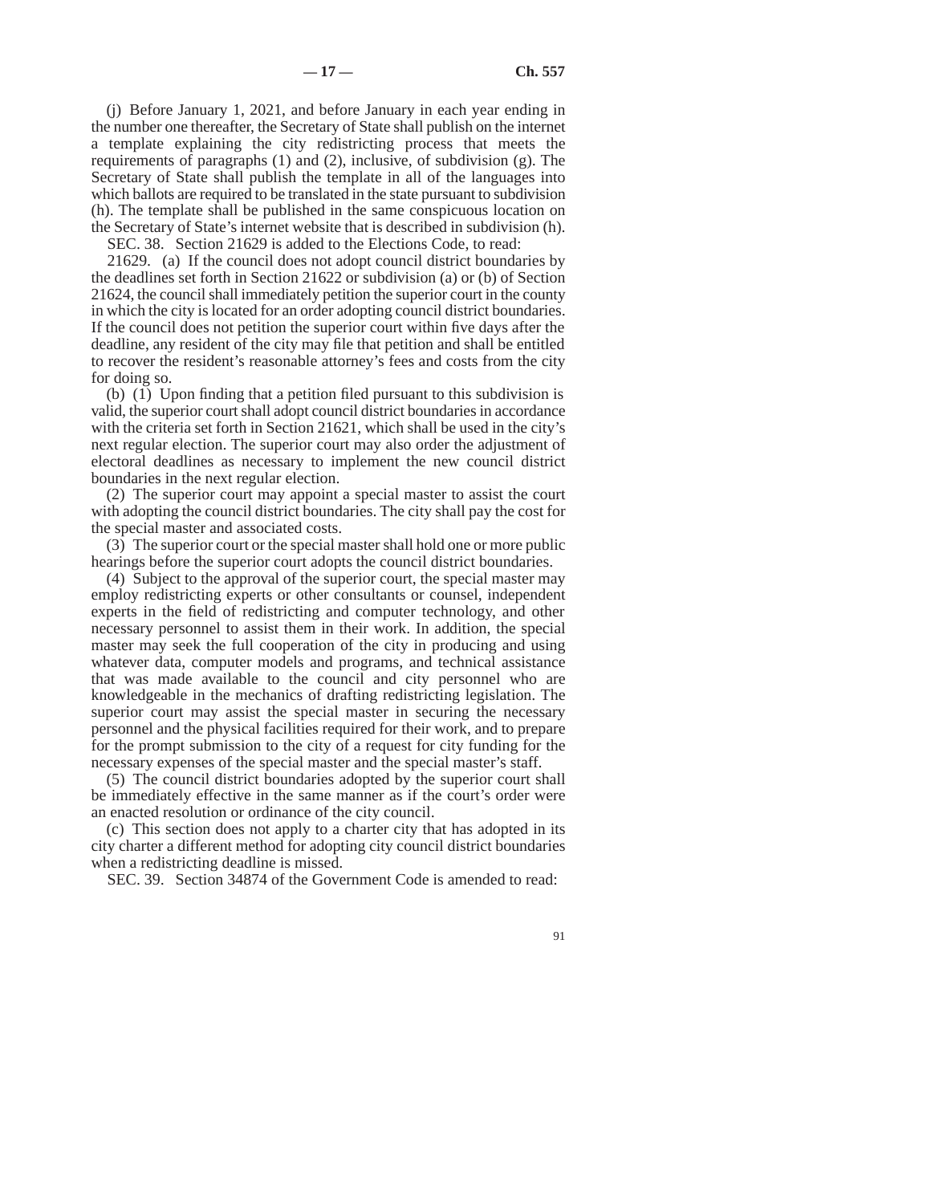(j) Before January 1, 2021, and before January in each year ending in the number one thereafter, the Secretary of State shall publish on the internet a template explaining the city redistricting process that meets the requirements of paragraphs (1) and (2), inclusive, of subdivision (g). The Secretary of State shall publish the template in all of the languages into which ballots are required to be translated in the state pursuant to subdivision (h). The template shall be published in the same conspicuous location on the Secretary of State's internet website that is described in subdivision (h).

SEC. 38. Section 21629 is added to the Elections Code, to read:

21629. (a) If the council does not adopt council district boundaries by the deadlines set forth in Section 21622 or subdivision (a) or (b) of Section 21624, the council shall immediately petition the superior court in the county in which the city is located for an order adopting council district boundaries. If the council does not petition the superior court within five days after the deadline, any resident of the city may file that petition and shall be entitled to recover the resident's reasonable attorney's fees and costs from the city for doing so.

(b) (1) Upon finding that a petition filed pursuant to this subdivision is valid, the superior court shall adopt council district boundaries in accordance with the criteria set forth in Section 21621, which shall be used in the city's next regular election. The superior court may also order the adjustment of electoral deadlines as necessary to implement the new council district boundaries in the next regular election.

(2) The superior court may appoint a special master to assist the court with adopting the council district boundaries. The city shall pay the cost for the special master and associated costs.

(3) The superior court or the special master shall hold one or more public hearings before the superior court adopts the council district boundaries.

(4) Subject to the approval of the superior court, the special master may employ redistricting experts or other consultants or counsel, independent experts in the field of redistricting and computer technology, and other necessary personnel to assist them in their work. In addition, the special master may seek the full cooperation of the city in producing and using whatever data, computer models and programs, and technical assistance that was made available to the council and city personnel who are knowledgeable in the mechanics of drafting redistricting legislation. The superior court may assist the special master in securing the necessary personnel and the physical facilities required for their work, and to prepare for the prompt submission to the city of a request for city funding for the necessary expenses of the special master and the special master's staff.

(5) The council district boundaries adopted by the superior court shall be immediately effective in the same manner as if the court's order were an enacted resolution or ordinance of the city council.

(c) This section does not apply to a charter city that has adopted in its city charter a different method for adopting city council district boundaries when a redistricting deadline is missed.

SEC. 39. Section 34874 of the Government Code is amended to read: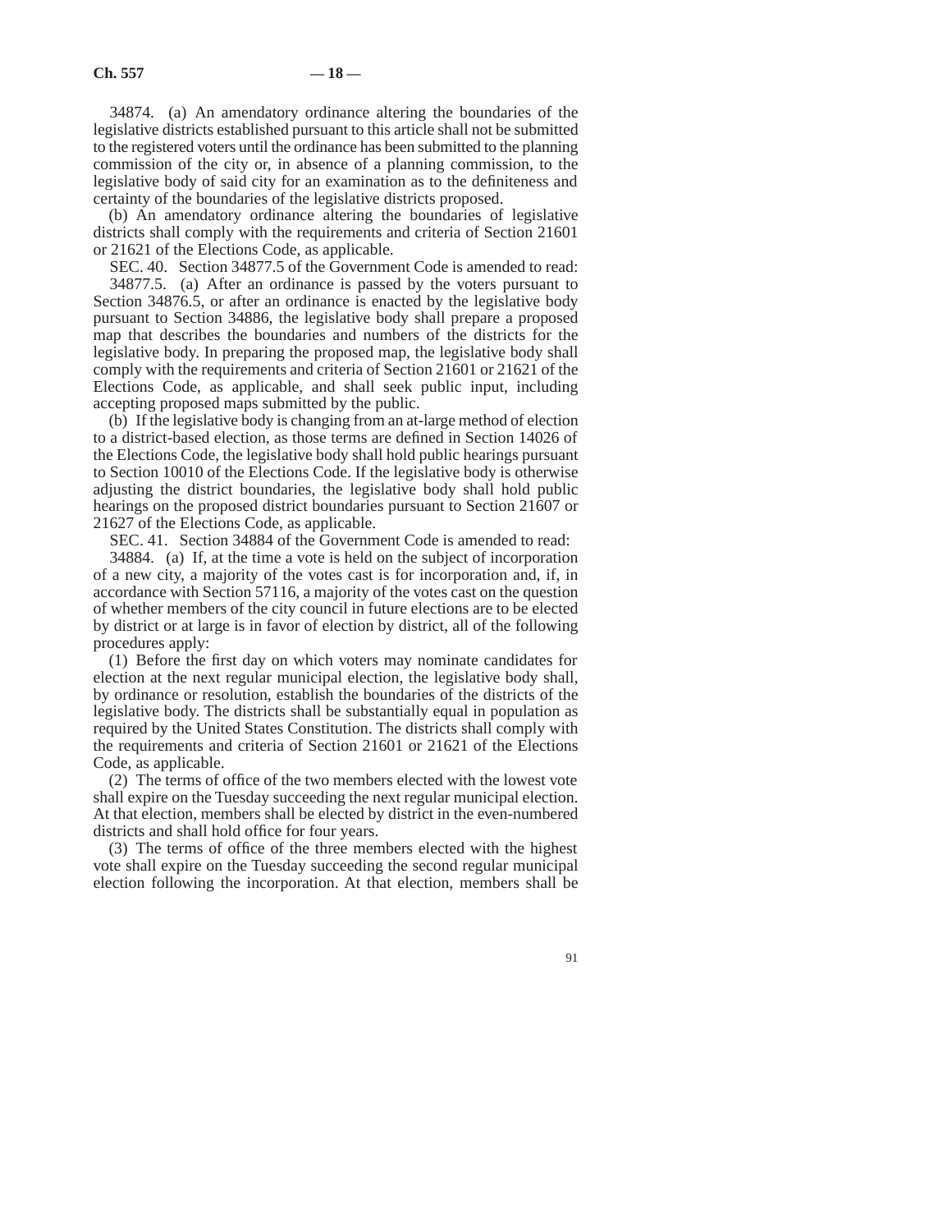34874. (a) An amendatory ordinance altering the boundaries of the legislative districts established pursuant to this article shall not be submitted to the registered voters until the ordinance has been submitted to the planning commission of the city or, in absence of a planning commission, to the legislative body of said city for an examination as to the definiteness and certainty of the boundaries of the legislative districts proposed.

(b) An amendatory ordinance altering the boundaries of legislative districts shall comply with the requirements and criteria of Section 21601 or 21621 of the Elections Code, as applicable.

SEC. 40. Section 34877.5 of the Government Code is amended to read:

34877.5. (a) After an ordinance is passed by the voters pursuant to Section 34876.5, or after an ordinance is enacted by the legislative body pursuant to Section 34886, the legislative body shall prepare a proposed map that describes the boundaries and numbers of the districts for the legislative body. In preparing the proposed map, the legislative body shall comply with the requirements and criteria of Section 21601 or 21621 of the Elections Code, as applicable, and shall seek public input, including accepting proposed maps submitted by the public.

(b) If the legislative body is changing from an at-large method of election to a district-based election, as those terms are defined in Section 14026 of the Elections Code, the legislative body shall hold public hearings pursuant to Section 10010 of the Elections Code. If the legislative body is otherwise adjusting the district boundaries, the legislative body shall hold public hearings on the proposed district boundaries pursuant to Section 21607 or 21627 of the Elections Code, as applicable.

SEC. 41. Section 34884 of the Government Code is amended to read:

34884. (a) If, at the time a vote is held on the subject of incorporation of a new city, a majority of the votes cast is for incorporation and, if, in accordance with Section 57116, a majority of the votes cast on the question of whether members of the city council in future elections are to be elected by district or at large is in favor of election by district, all of the following procedures apply:

(1) Before the first day on which voters may nominate candidates for election at the next regular municipal election, the legislative body shall, by ordinance or resolution, establish the boundaries of the districts of the legislative body. The districts shall be substantially equal in population as required by the United States Constitution. The districts shall comply with the requirements and criteria of Section 21601 or 21621 of the Elections Code, as applicable.

(2) The terms of office of the two members elected with the lowest vote shall expire on the Tuesday succeeding the next regular municipal election. At that election, members shall be elected by district in the even-numbered districts and shall hold office for four years.

(3) The terms of office of the three members elected with the highest vote shall expire on the Tuesday succeeding the second regular municipal election following the incorporation. At that election, members shall be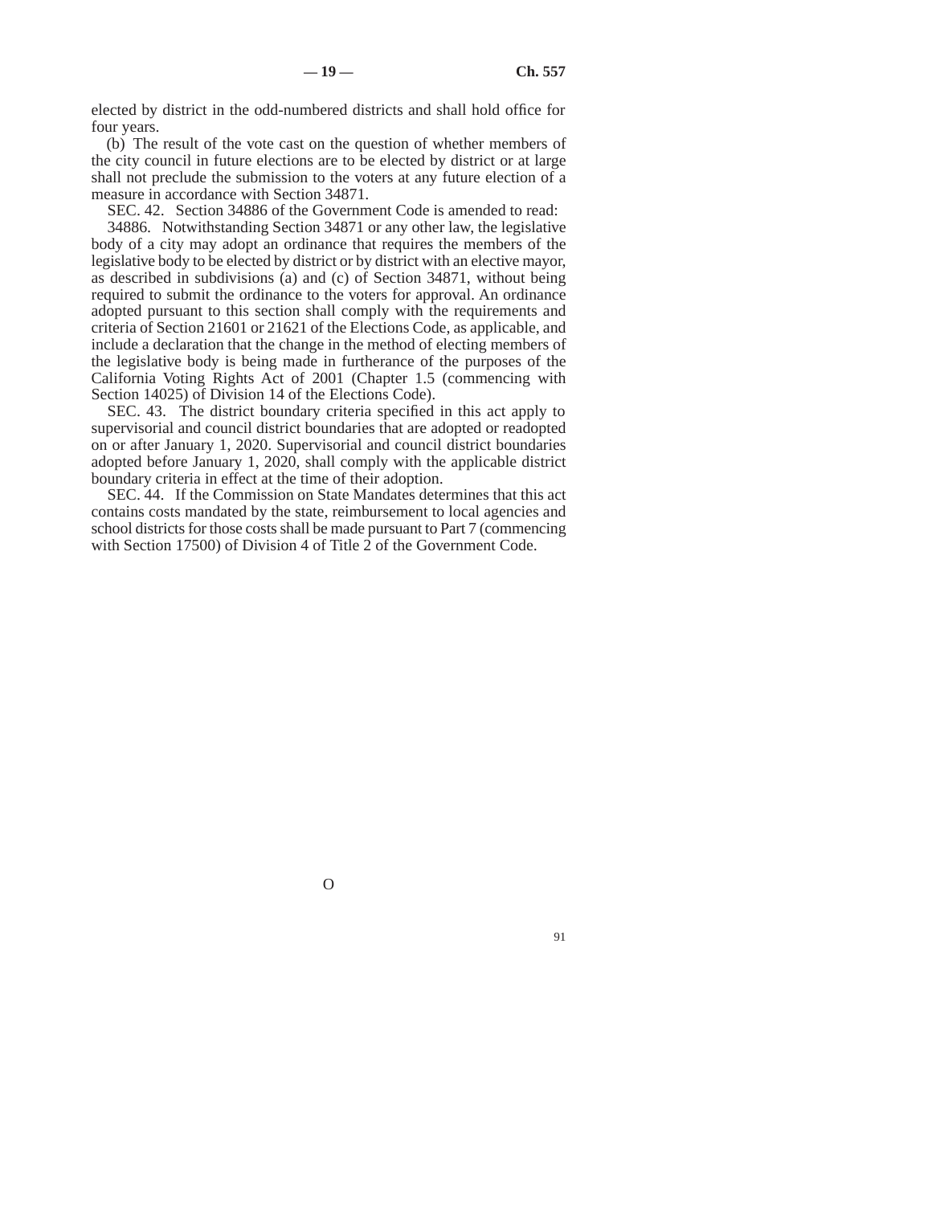elected by district in the odd-numbered districts and shall hold office for four years.

(b) The result of the vote cast on the question of whether members of the city council in future elections are to be elected by district or at large shall not preclude the submission to the voters at any future election of a measure in accordance with Section 34871.

SEC. 42. Section 34886 of the Government Code is amended to read:

34886. Notwithstanding Section 34871 or any other law, the legislative body of a city may adopt an ordinance that requires the members of the legislative body to be elected by district or by district with an elective mayor, as described in subdivisions (a) and (c) of Section 34871, without being required to submit the ordinance to the voters for approval. An ordinance adopted pursuant to this section shall comply with the requirements and criteria of Section 21601 or 21621 of the Elections Code, as applicable, and include a declaration that the change in the method of electing members of the legislative body is being made in furtherance of the purposes of the California Voting Rights Act of 2001 (Chapter 1.5 (commencing with Section 14025) of Division 14 of the Elections Code).

SEC. 43. The district boundary criteria specified in this act apply to supervisorial and council district boundaries that are adopted or readopted on or after January 1, 2020. Supervisorial and council district boundaries adopted before January 1, 2020, shall comply with the applicable district boundary criteria in effect at the time of their adoption.

SEC. 44. If the Commission on State Mandates determines that this act contains costs mandated by the state, reimbursement to local agencies and school districts for those costs shall be made pursuant to Part 7 (commencing with Section 17500) of Division 4 of Title 2 of the Government Code.

O